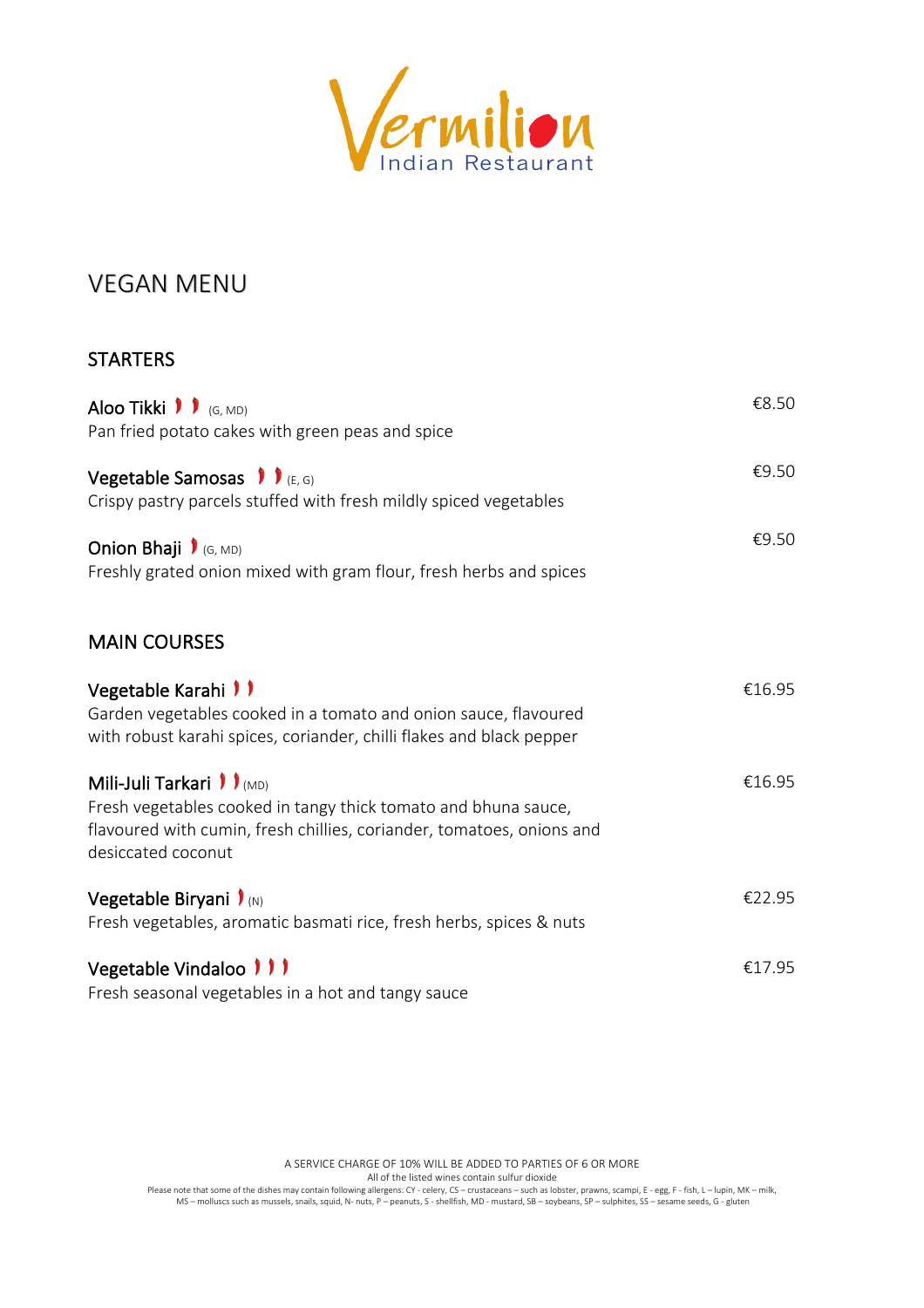# Vermilion

Indian Restaurant

## VEGAN MENU

### STARTERS

**Aloo Tikki** 🌶🌶 (G, MD) — €8.50
Pan fried potato cakes with green peas and spice

**Vegetable Samosas** 🌶🌶 (E, G) — €9.50
Crispy pastry parcels stuffed with fresh mildly spiced vegetables

**Onion Bhaji** 🌶 (G, MD) — €9.50
Freshly grated onion mixed with gram flour, fresh herbs and spices

### MAIN COURSES

**Vegetable Karahi** 🌶🌶 — €16.95
Garden vegetables cooked in a tomato and onion sauce, flavoured with robust karahi spices, coriander, chilli flakes and black pepper

**Mili-Juli Tarkari** 🌶🌶 (MD) — €16.95
Fresh vegetables cooked in tangy thick tomato and bhuna sauce, flavoured with cumin, fresh chillies, coriander, tomatoes, onions and desiccated coconut

**Vegetable Biryani** 🌶 (N) — €22.95
Fresh vegetables, aromatic basmati rice, fresh herbs, spices & nuts

**Vegetable Vindaloo** 🌶🌶🌶 — €17.95
Fresh seasonal vegetables in a hot and tangy sauce

A SERVICE CHARGE OF 10% WILL BE ADDED TO PARTIES OF 6 OR MORE

All of the listed wines contain sulfur dioxide

Please note that some of the dishes may contain following allergens: CY - celery, CS – crustaceans – such as lobster, prawns, scampi, E - egg, F - fish, L – lupin, MK – milk, MS – molluscs such as mussels, snails, squid, N- nuts, P – peanuts, S - shellfish, MD - mustard, SB – soybeans, SP – sulphites, SS – sesame seeds, G - gluten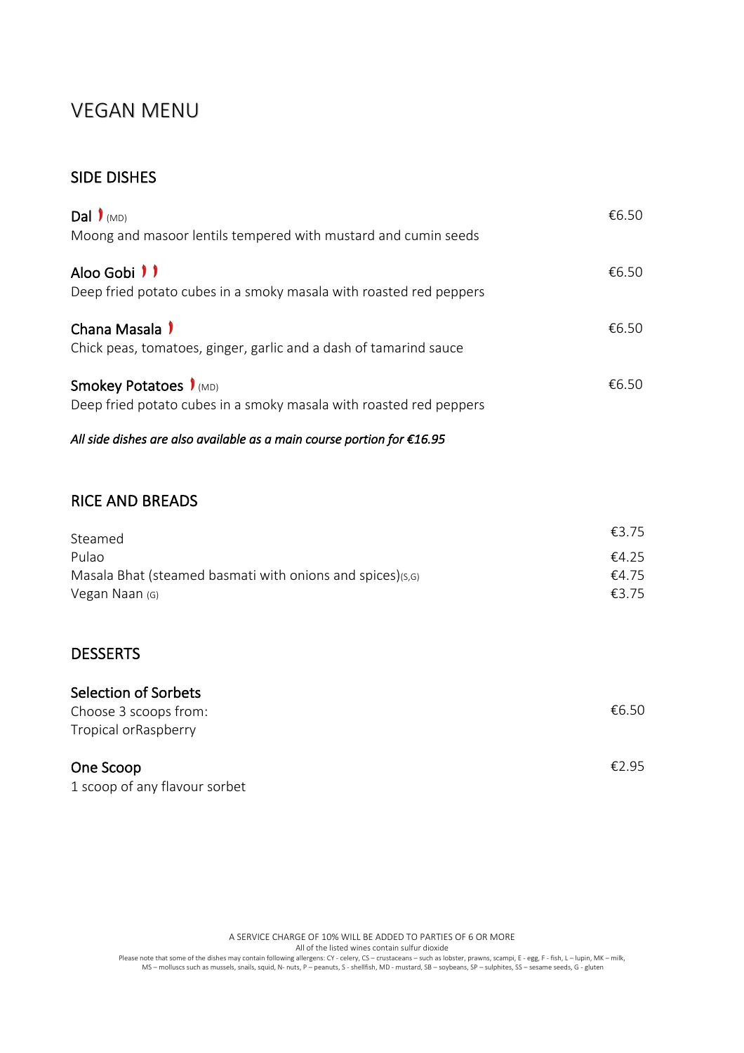# VEGAN MENU

## SIDE DISHES

**Dal** 🌶 (MD) — €6.50
Moong and masoor lentils tempered with mustard and cumin seeds

**Aloo Gobi** 🌶🌶 — €6.50
Deep fried potato cubes in a smoky masala with roasted red peppers

**Chana Masala** 🌶 — €6.50
Chick peas, tomatoes, ginger, garlic and a dash of tamarind sauce

**Smokey Potatoes** 🌶 (MD) — €6.50
Deep fried potato cubes in a smoky masala with roasted red peppers

***All side dishes are also available as a main course portion for €16.95***

## RICE AND BREADS

| Item | Price |
|---|---|
| Steamed | €3.75 |
| Pulao | €4.25 |
| Masala Bhat (steamed basmati with onions and spices)(S,G) | €4.75 |
| Vegan Naan (G) | €3.75 |

## DESSERTS

**Selection of Sorbets** — €6.50
Choose 3 scoops from:
Tropical orRaspberry

**One Scoop** — €2.95
1 scoop of any flavour sorbet

A SERVICE CHARGE OF 10% WILL BE ADDED TO PARTIES OF 6 OR MORE
All of the listed wines contain sulfur dioxide
Please note that some of the dishes may contain following allergens: CY - celery, CS – crustaceans – such as lobster, prawns, scampi, E - egg, F - fish, L – lupin, MK – milk, MS – molluscs such as mussels, snails, squid, N- nuts, P – peanuts, S - shellfish, MD - mustard, SB – soybeans, SP – sulphites, SS – sesame seeds, G - gluten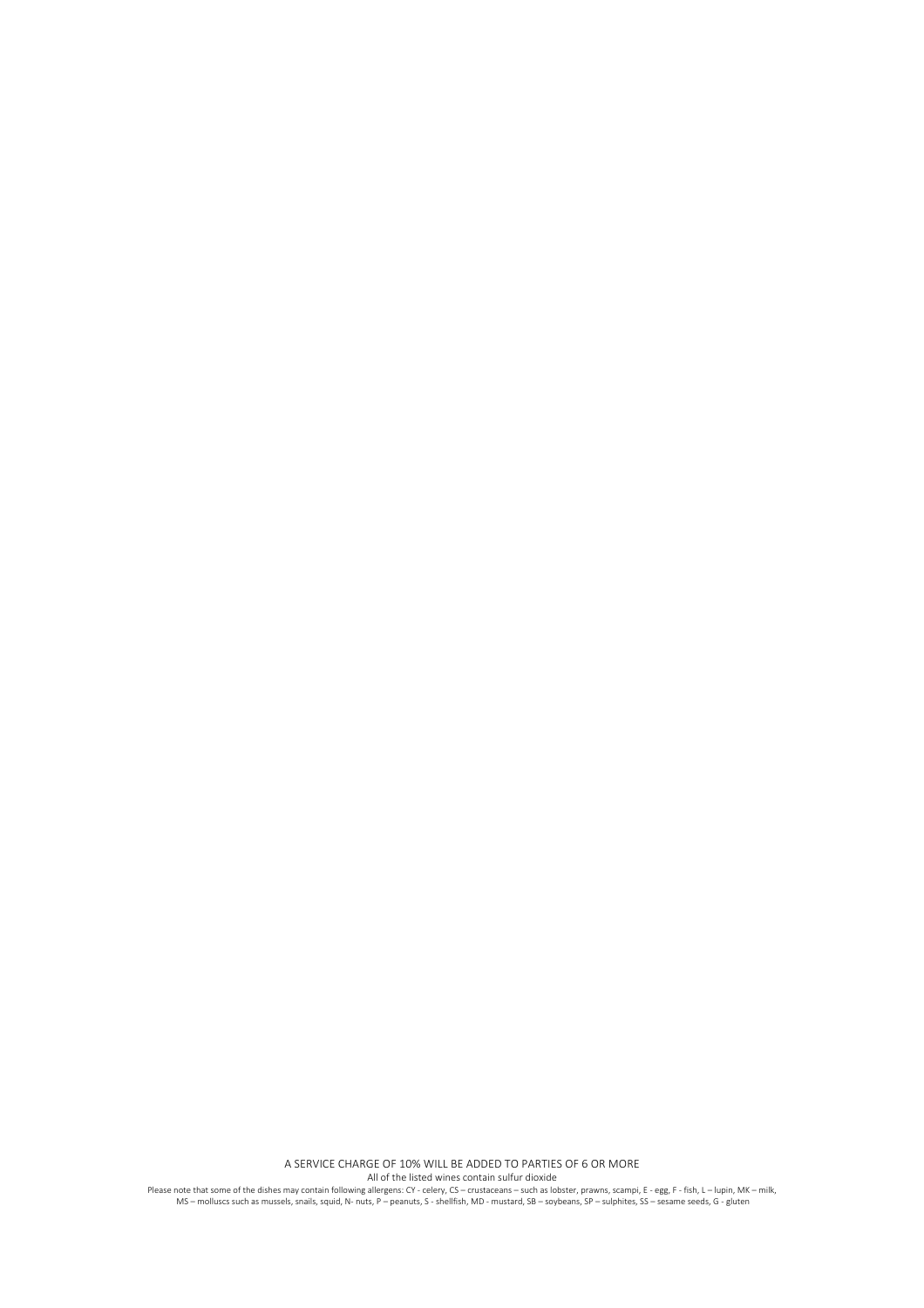A SERVICE CHARGE OF 10% WILL BE ADDED TO PARTIES OF 6 OR MORE

All of the listed wines contain sulfur dioxide

Please note that some of the dishes may contain following allergens: CY - celery, CS – crustaceans – such as lobster, prawns, scampi, E - egg, F - fish, L – lupin, MK – milk, MS – molluscs such as mussels, snails, squid, N- nuts, P – peanuts, S - shellfish, MD - mustard, SB – soybeans, SP – sulphites, SS – sesame seeds, G - gluten